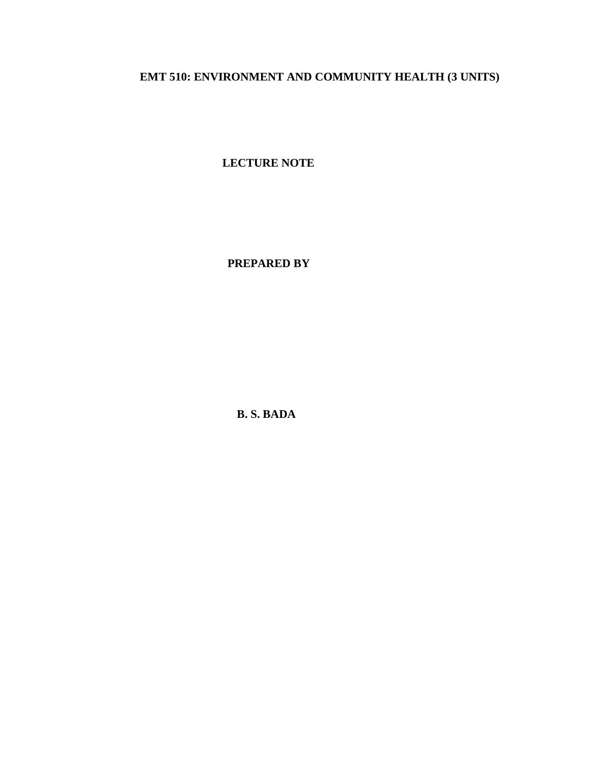# EMT 510: ENVIRONMENT AND COMMUNITY HEALTH (3 UNITS)

**LECTURE NOTE**

**PREPARED BY**

**B. S. BADA**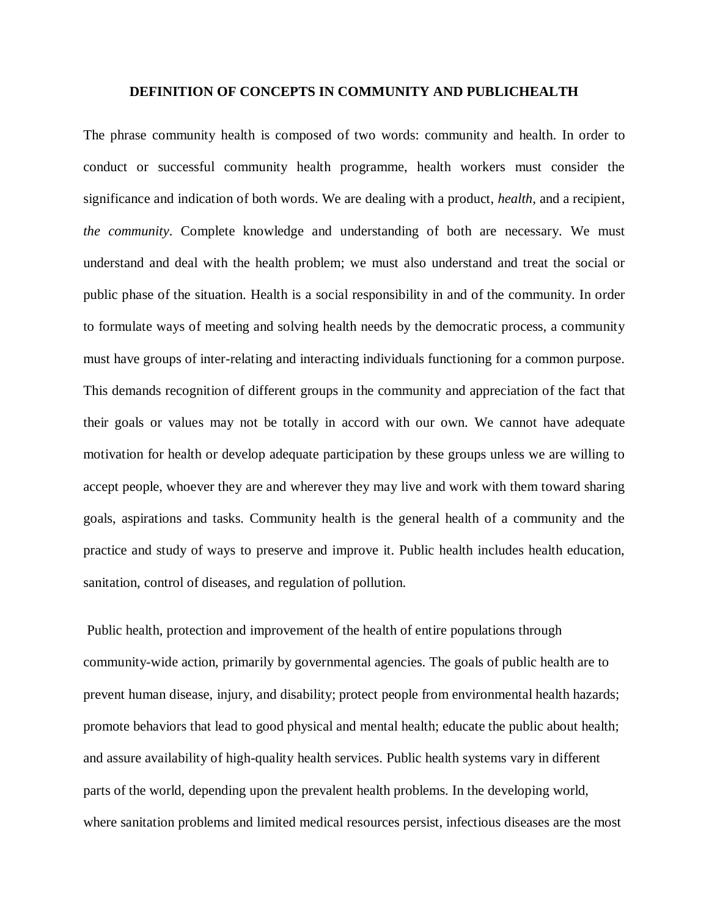## DEFINITION OF CONCEPTS IN COMMUNITY AND PUBLICHEALTH

The phrase community health is composed of two words: community and health. In order to conduct or successful community health programme, health workers must consider the significance and indication of both words. We are dealing with a product, *health*, and a recipient, *the community*. Complete knowledge and understanding of both are necessary. We must understand and deal with the health problem; we must also understand and treat the social or public phase of the situation. Health is a social responsibility in and of the community. In order to formulate ways of meeting and solving health needs by the democratic process, a community must have groups of inter-relating and interacting individuals functioning for a common purpose. This demands recognition of different groups in the community and appreciation of the fact that their goals or values may not be totally in accord with our own. We cannot have adequate motivation for health or develop adequate participation by these groups unless we are willing to accept people, whoever they are and wherever they may live and work with them toward sharing goals, aspirations and tasks. Community health is the general health of a community and the practice and study of ways to preserve and improve it. Public health includes health education, sanitation, control of diseases, and regulation of pollution.

Public health, protection and improvement of the health of entire populations through community-wide action, primarily by governmental agencies. The goals of public health are to prevent human disease, injury, and disability; protect people from environmental health hazards; promote behaviors that lead to good physical and mental health; educate the public about health; and assure availability of high-quality health services. Public health systems vary in different parts of the world, depending upon the prevalent health problems. In the developing world, where sanitation problems and limited medical resources persist, infectious diseases are the most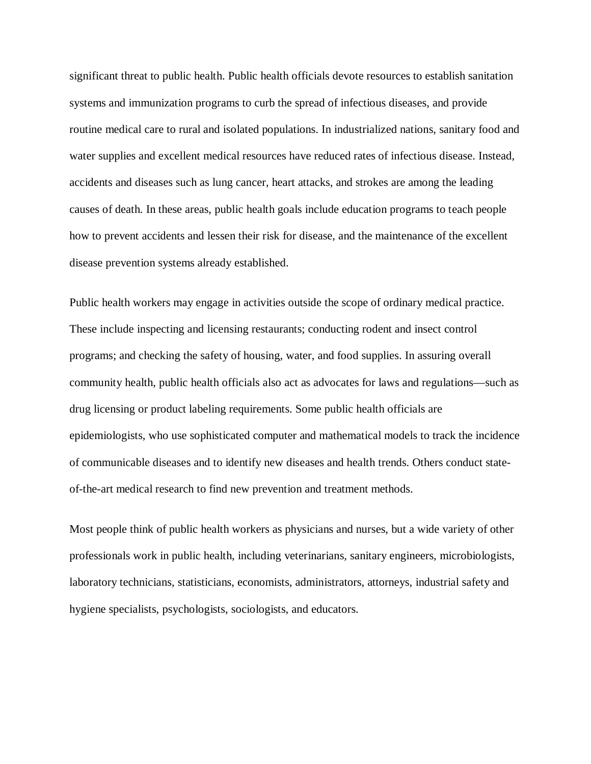significant threat to public health. Public health officials devote resources to establish sanitation systems and immunization programs to curb the spread of infectious diseases, and provide routine medical care to rural and isolated populations. In industrialized nations, sanitary food and water supplies and excellent medical resources have reduced rates of infectious disease. Instead, accidents and diseases such as lung cancer, heart attacks, and strokes are among the leading causes of death. In these areas, public health goals include education programs to teach people how to prevent accidents and lessen their risk for disease, and the maintenance of the excellent disease prevention systems already established.

Public health workers may engage in activities outside the scope of ordinary medical practice. These include inspecting and licensing restaurants; conducting rodent and insect control programs; and checking the safety of housing, water, and food supplies. In assuring overall community health, public health officials also act as advocates for laws and regulations—such as drug licensing or product labeling requirements. Some public health officials are epidemiologists, who use sophisticated computer and mathematical models to track the incidence of communicable diseases and to identify new diseases and health trends. Others conduct state-of-the-art medical research to find new prevention and treatment methods.

Most people think of public health workers as physicians and nurses, but a wide variety of other professionals work in public health, including veterinarians, sanitary engineers, microbiologists, laboratory technicians, statisticians, economists, administrators, attorneys, industrial safety and hygiene specialists, psychologists, sociologists, and educators.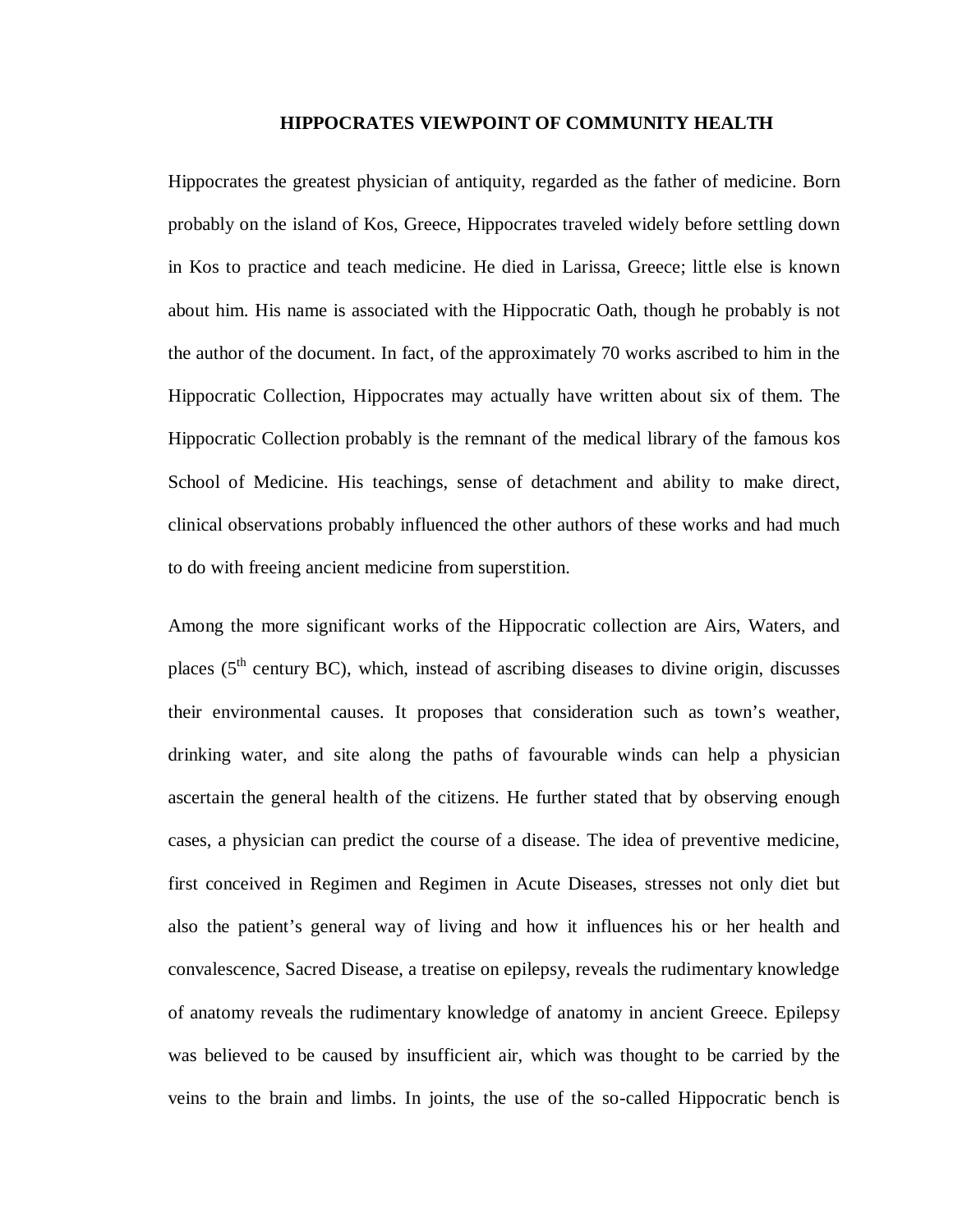# HIPPOCRATES VIEWPOINT OF COMMUNITY HEALTH

Hippocrates the greatest physician of antiquity, regarded as the father of medicine. Born probably on the island of Kos, Greece, Hippocrates traveled widely before settling down in Kos to practice and teach medicine. He died in Larissa, Greece; little else is known about him. His name is associated with the Hippocratic Oath, though he probably is not the author of the document. In fact, of the approximately 70 works ascribed to him in the Hippocratic Collection, Hippocrates may actually have written about six of them. The Hippocratic Collection probably is the remnant of the medical library of the famous kos School of Medicine. His teachings, sense of detachment and ability to make direct, clinical observations probably influenced the other authors of these works and had much to do with freeing ancient medicine from superstition.

Among the more significant works of the Hippocratic collection are Airs, Waters, and places (5$^{th}$ century BC), which, instead of ascribing diseases to divine origin, discusses their environmental causes. It proposes that consideration such as town's weather, drinking water, and site along the paths of favourable winds can help a physician ascertain the general health of the citizens. He further stated that by observing enough cases, a physician can predict the course of a disease. The idea of preventive medicine, first conceived in Regimen and Regimen in Acute Diseases, stresses not only diet but also the patient's general way of living and how it influences his or her health and convalescence, Sacred Disease, a treatise on epilepsy, reveals the rudimentary knowledge of anatomy reveals the rudimentary knowledge of anatomy in ancient Greece. Epilepsy was believed to be caused by insufficient air, which was thought to be carried by the veins to the brain and limbs. In joints, the use of the so-called Hippocratic bench is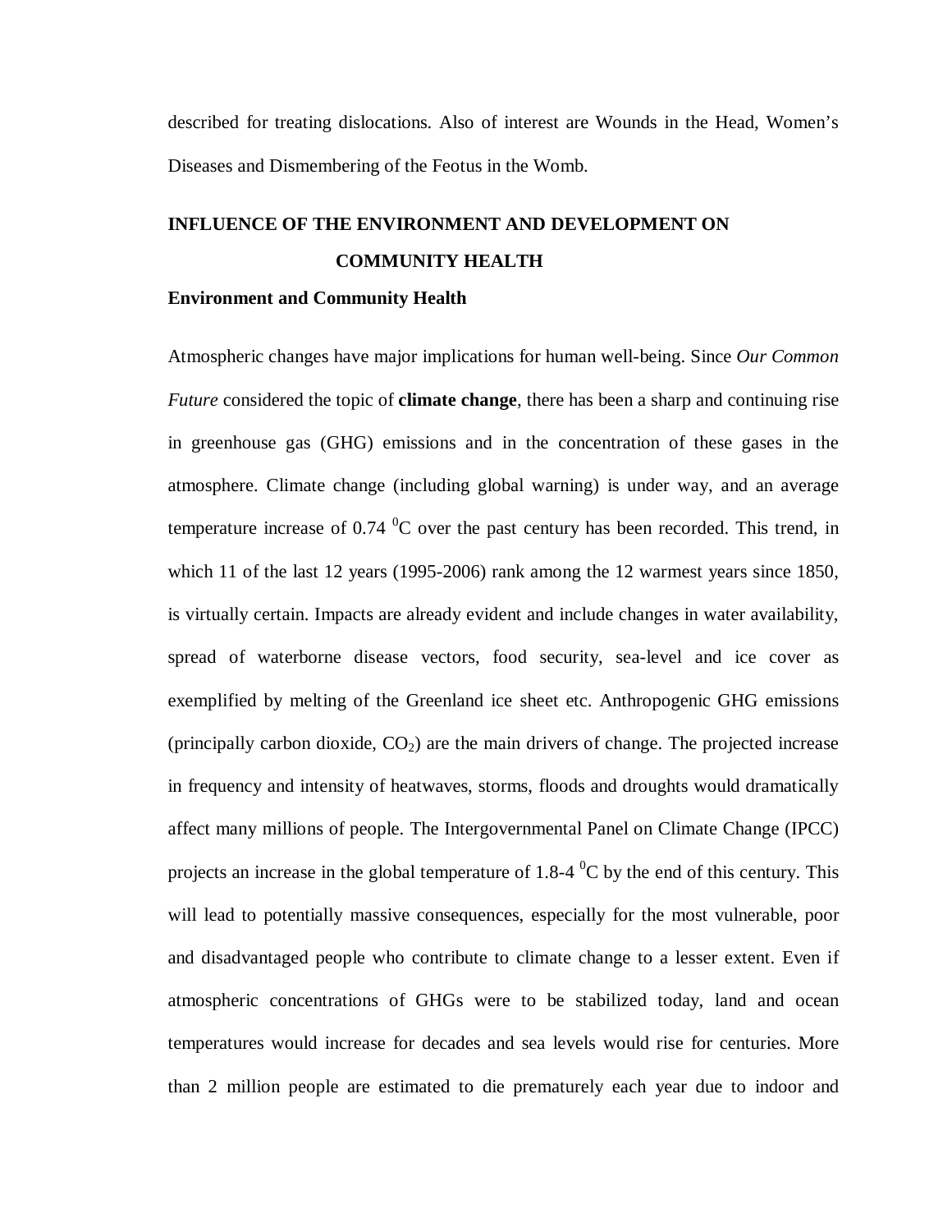described for treating dislocations. Also of interest are Wounds in the Head, Women's Diseases and Dismembering of the Feotus in the Womb.

## INFLUENCE OF THE ENVIRONMENT AND DEVELOPMENT ON COMMUNITY HEALTH

### Environment and Community Health

Atmospheric changes have major implications for human well-being. Since *Our Common Future* considered the topic of **climate change**, there has been a sharp and continuing rise in greenhouse gas (GHG) emissions and in the concentration of these gases in the atmosphere. Climate change (including global warning) is under way, and an average temperature increase of 0.74 $^0$C over the past century has been recorded. This trend, in which 11 of the last 12 years (1995-2006) rank among the 12 warmest years since 1850, is virtually certain. Impacts are already evident and include changes in water availability, spread of waterborne disease vectors, food security, sea-level and ice cover as exemplified by melting of the Greenland ice sheet etc. Anthropogenic GHG emissions (principally carbon dioxide, $CO_2$) are the main drivers of change. The projected increase in frequency and intensity of heatwaves, storms, floods and droughts would dramatically affect many millions of people. The Intergovernmental Panel on Climate Change (IPCC) projects an increase in the global temperature of 1.8-4 $^0$C by the end of this century. This will lead to potentially massive consequences, especially for the most vulnerable, poor and disadvantaged people who contribute to climate change to a lesser extent. Even if atmospheric concentrations of GHGs were to be stabilized today, land and ocean temperatures would increase for decades and sea levels would rise for centuries. More than 2 million people are estimated to die prematurely each year due to indoor and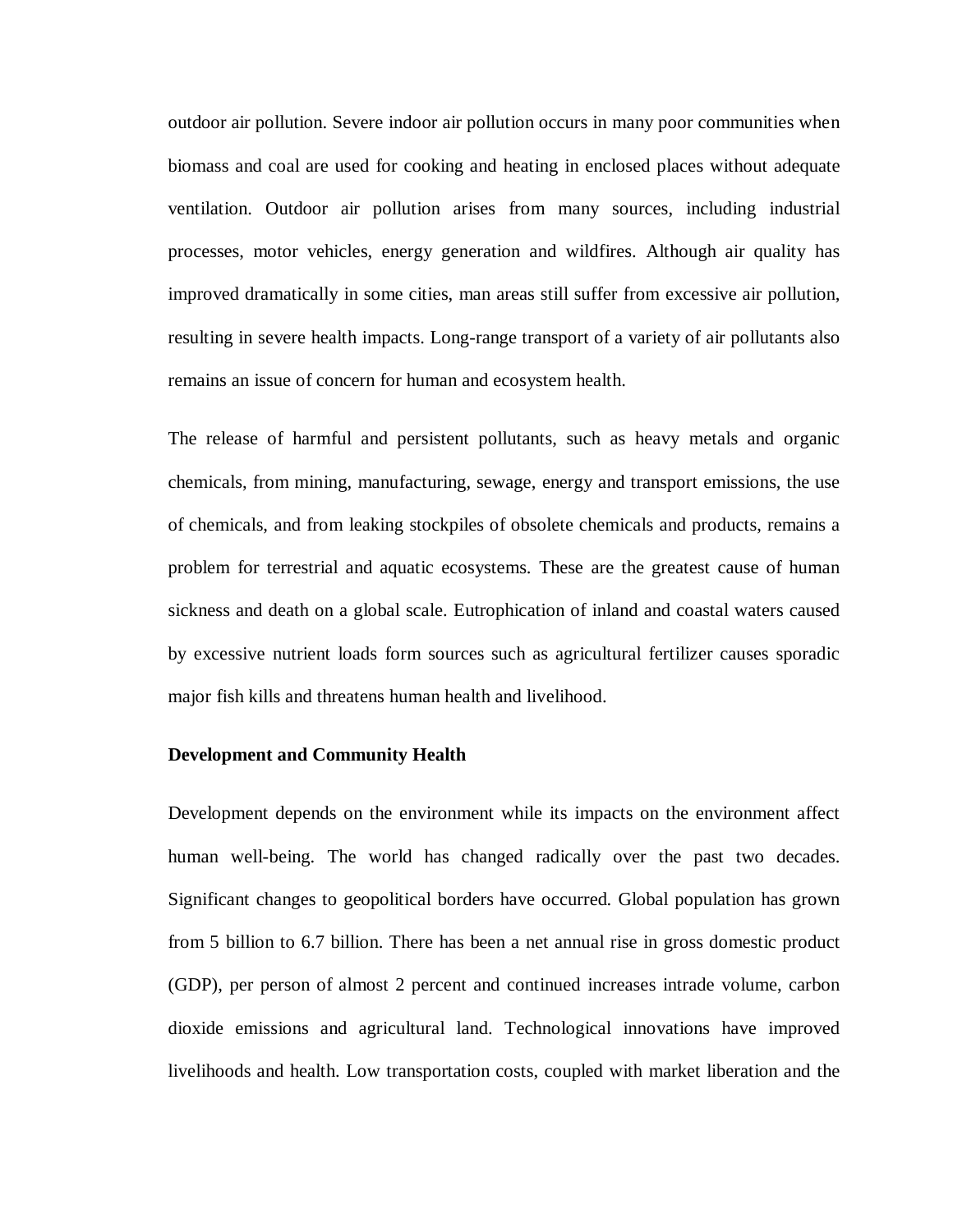outdoor air pollution. Severe indoor air pollution occurs in many poor communities when biomass and coal are used for cooking and heating in enclosed places without adequate ventilation. Outdoor air pollution arises from many sources, including industrial processes, motor vehicles, energy generation and wildfires. Although air quality has improved dramatically in some cities, man areas still suffer from excessive air pollution, resulting in severe health impacts. Long-range transport of a variety of air pollutants also remains an issue of concern for human and ecosystem health.

The release of harmful and persistent pollutants, such as heavy metals and organic chemicals, from mining, manufacturing, sewage, energy and transport emissions, the use of chemicals, and from leaking stockpiles of obsolete chemicals and products, remains a problem for terrestrial and aquatic ecosystems. These are the greatest cause of human sickness and death on a global scale. Eutrophication of inland and coastal waters caused by excessive nutrient loads form sources such as agricultural fertilizer causes sporadic major fish kills and threatens human health and livelihood.

**Development and Community Health**

Development depends on the environment while its impacts on the environment affect human well-being. The world has changed radically over the past two decades. Significant changes to geopolitical borders have occurred. Global population has grown from 5 billion to 6.7 billion. There has been a net annual rise in gross domestic product (GDP), per person of almost 2 percent and continued increases intrade volume, carbon dioxide emissions and agricultural land. Technological innovations have improved livelihoods and health. Low transportation costs, coupled with market liberation and the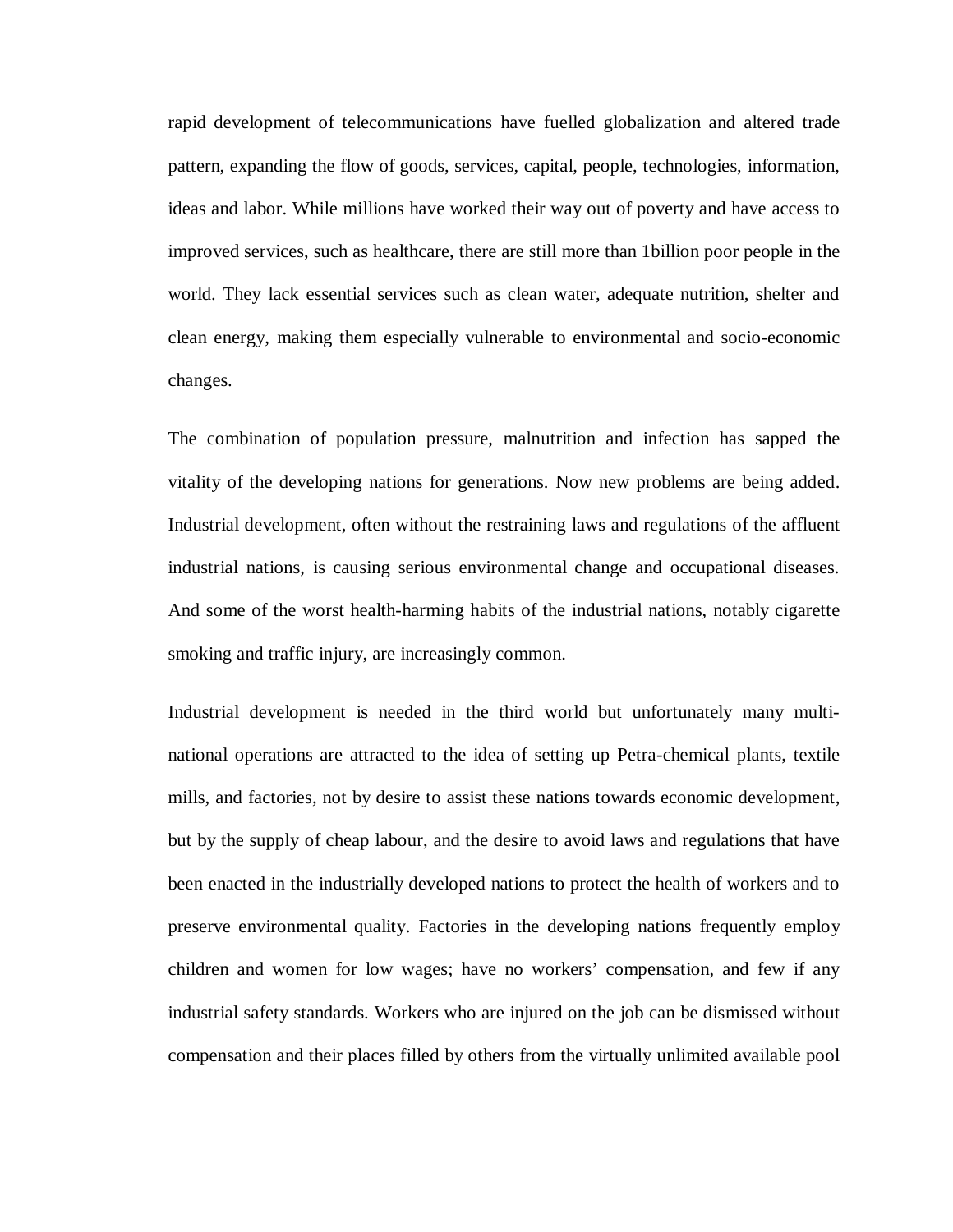rapid development of telecommunications have fuelled globalization and altered trade pattern, expanding the flow of goods, services, capital, people, technologies, information, ideas and labor. While millions have worked their way out of poverty and have access to improved services, such as healthcare, there are still more than 1billion poor people in the world. They lack essential services such as clean water, adequate nutrition, shelter and clean energy, making them especially vulnerable to environmental and socio-economic changes.

The combination of population pressure, malnutrition and infection has sapped the vitality of the developing nations for generations. Now new problems are being added. Industrial development, often without the restraining laws and regulations of the affluent industrial nations, is causing serious environmental change and occupational diseases. And some of the worst health-harming habits of the industrial nations, notably cigarette smoking and traffic injury, are increasingly common.

Industrial development is needed in the third world but unfortunately many multi-national operations are attracted to the idea of setting up Petra-chemical plants, textile mills, and factories, not by desire to assist these nations towards economic development, but by the supply of cheap labour, and the desire to avoid laws and regulations that have been enacted in the industrially developed nations to protect the health of workers and to preserve environmental quality. Factories in the developing nations frequently employ children and women for low wages; have no workers' compensation, and few if any industrial safety standards. Workers who are injured on the job can be dismissed without compensation and their places filled by others from the virtually unlimited available pool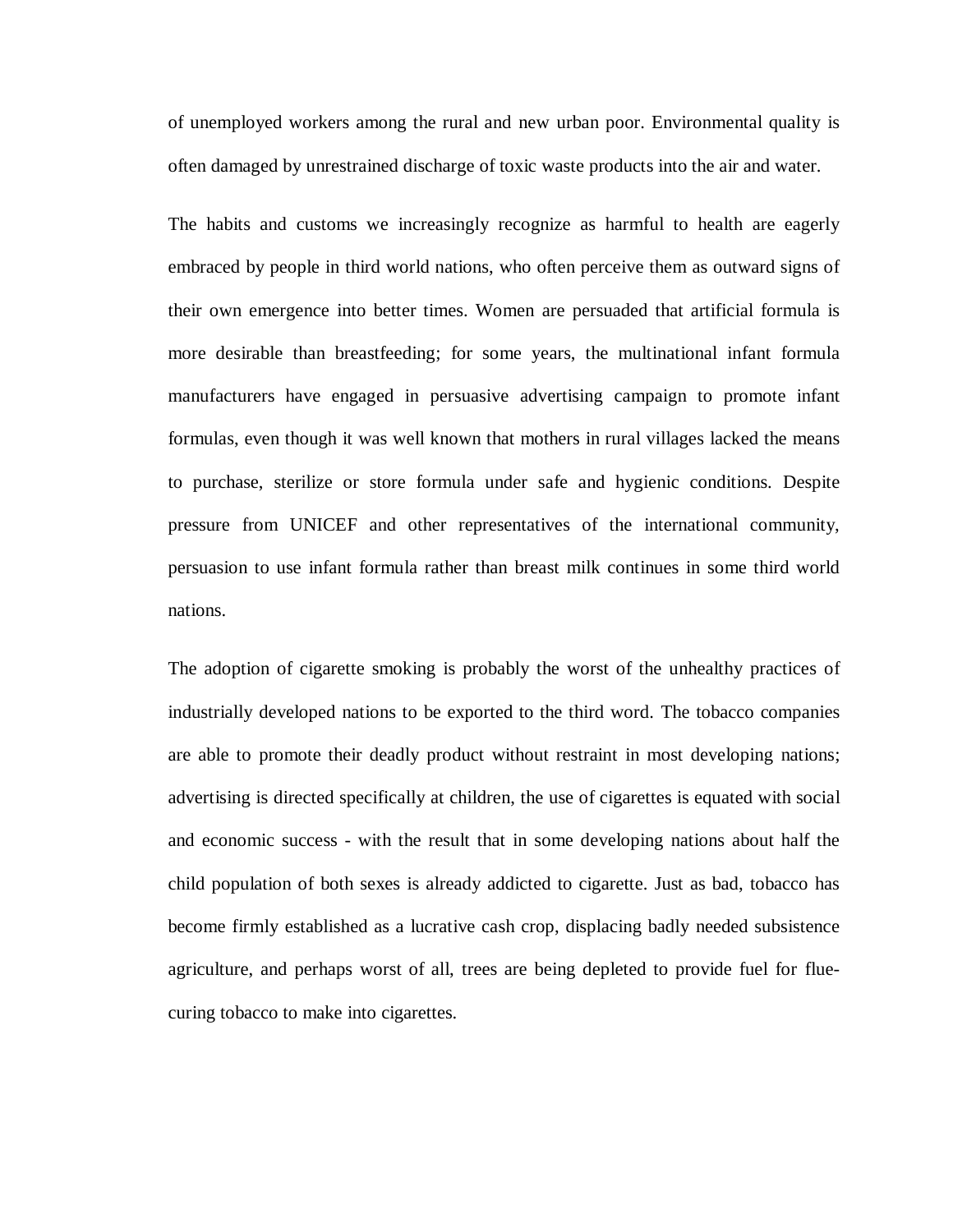of unemployed workers among the rural and new urban poor. Environmental quality is often damaged by unrestrained discharge of toxic waste products into the air and water.

The habits and customs we increasingly recognize as harmful to health are eagerly embraced by people in third world nations, who often perceive them as outward signs of their own emergence into better times. Women are persuaded that artificial formula is more desirable than breastfeeding; for some years, the multinational infant formula manufacturers have engaged in persuasive advertising campaign to promote infant formulas, even though it was well known that mothers in rural villages lacked the means to purchase, sterilize or store formula under safe and hygienic conditions. Despite pressure from UNICEF and other representatives of the international community, persuasion to use infant formula rather than breast milk continues in some third world nations.

The adoption of cigarette smoking is probably the worst of the unhealthy practices of industrially developed nations to be exported to the third word. The tobacco companies are able to promote their deadly product without restraint in most developing nations; advertising is directed specifically at children, the use of cigarettes is equated with social and economic success - with the result that in some developing nations about half the child population of both sexes is already addicted to cigarette. Just as bad, tobacco has become firmly established as a lucrative cash crop, displacing badly needed subsistence agriculture, and perhaps worst of all, trees are being depleted to provide fuel for flue-curing tobacco to make into cigarettes.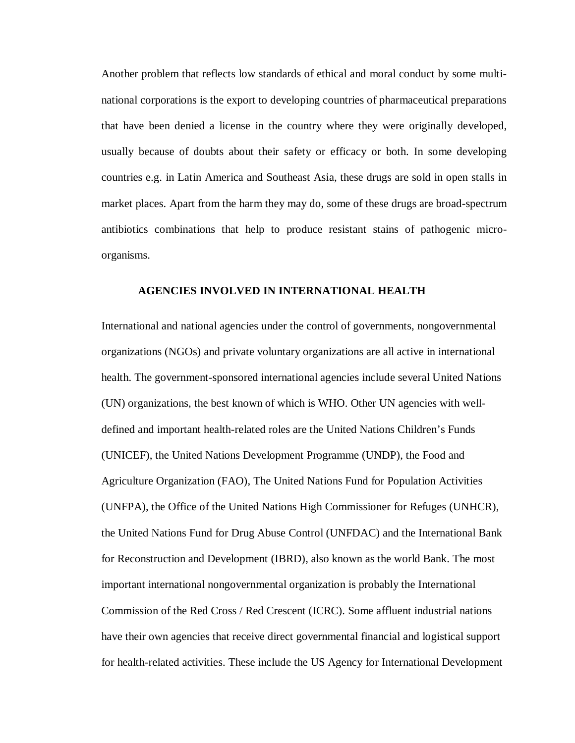Another problem that reflects low standards of ethical and moral conduct by some multi-national corporations is the export to developing countries of pharmaceutical preparations that have been denied a license in the country where they were originally developed, usually because of doubts about their safety or efficacy or both. In some developing countries e.g. in Latin America and Southeast Asia, these drugs are sold in open stalls in market places. Apart from the harm they may do, some of these drugs are broad-spectrum antibiotics combinations that help to produce resistant stains of pathogenic micro-organisms.

## AGENCIES INVOLVED IN INTERNATIONAL HEALTH

International and national agencies under the control of governments, nongovernmental organizations (NGOs) and private voluntary organizations are all active in international health. The government-sponsored international agencies include several United Nations (UN) organizations, the best known of which is WHO. Other UN agencies with well-defined and important health-related roles are the United Nations Children's Funds (UNICEF), the United Nations Development Programme (UNDP), the Food and Agriculture Organization (FAO), The United Nations Fund for Population Activities (UNFPA), the Office of the United Nations High Commissioner for Refuges (UNHCR), the United Nations Fund for Drug Abuse Control (UNFDAC) and the International Bank for Reconstruction and Development (IBRD), also known as the world Bank. The most important international nongovernmental organization is probably the International Commission of the Red Cross / Red Crescent (ICRC). Some affluent industrial nations have their own agencies that receive direct governmental financial and logistical support for health-related activities. These include the US Agency for International Development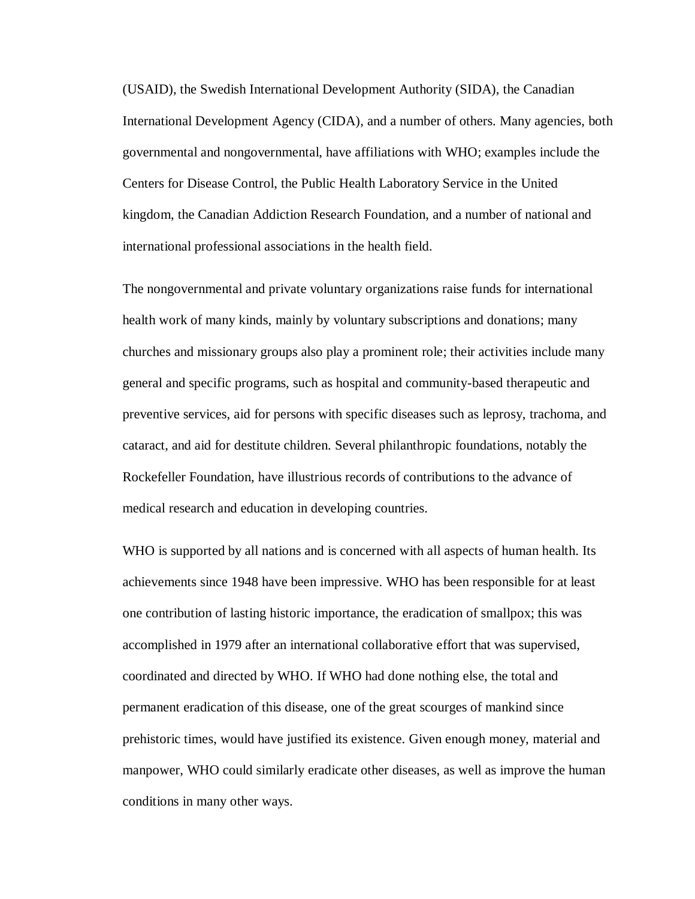(USAID), the Swedish International Development Authority (SIDA), the Canadian International Development Agency (CIDA), and a number of others. Many agencies, both governmental and nongovernmental, have affiliations with WHO; examples include the Centers for Disease Control, the Public Health Laboratory Service in the United kingdom, the Canadian Addiction Research Foundation, and a number of national and international professional associations in the health field.

The nongovernmental and private voluntary organizations raise funds for international health work of many kinds, mainly by voluntary subscriptions and donations; many churches and missionary groups also play a prominent role; their activities include many general and specific programs, such as hospital and community-based therapeutic and preventive services, aid for persons with specific diseases such as leprosy, trachoma, and cataract, and aid for destitute children. Several philanthropic foundations, notably the Rockefeller Foundation, have illustrious records of contributions to the advance of medical research and education in developing countries.

WHO is supported by all nations and is concerned with all aspects of human health. Its achievements since 1948 have been impressive. WHO has been responsible for at least one contribution of lasting historic importance, the eradication of smallpox; this was accomplished in 1979 after an international collaborative effort that was supervised, coordinated and directed by WHO. If WHO had done nothing else, the total and permanent eradication of this disease, one of the great scourges of mankind since prehistoric times, would have justified its existence. Given enough money, material and manpower, WHO could similarly eradicate other diseases, as well as improve the human conditions in many other ways.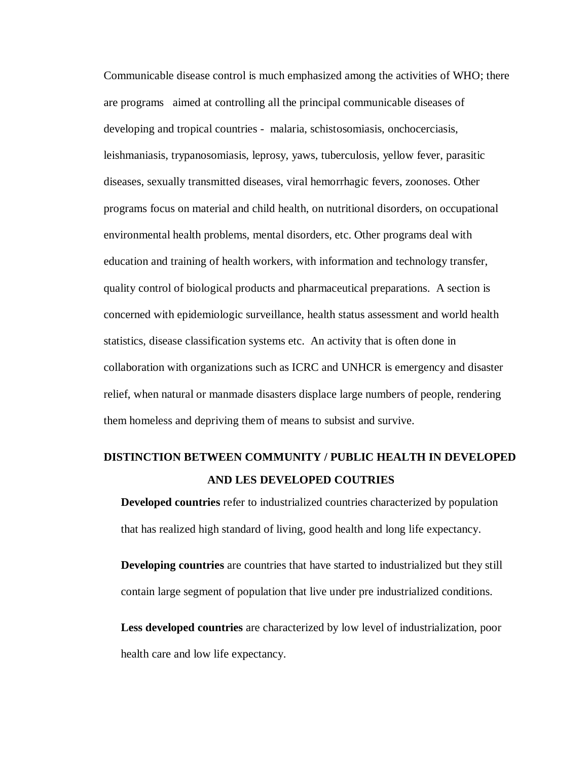Communicable disease control is much emphasized among the activities of WHO; there are programs aimed at controlling all the principal communicable diseases of developing and tropical countries - malaria, schistosomiasis, onchocerciasis, leishmaniasis, trypanosomiasis, leprosy, yaws, tuberculosis, yellow fever, parasitic diseases, sexually transmitted diseases, viral hemorrhagic fevers, zoonoses. Other programs focus on material and child health, on nutritional disorders, on occupational environmental health problems, mental disorders, etc. Other programs deal with education and training of health workers, with information and technology transfer, quality control of biological products and pharmaceutical preparations. A section is concerned with epidemiologic surveillance, health status assessment and world health statistics, disease classification systems etc. An activity that is often done in collaboration with organizations such as ICRC and UNHCR is emergency and disaster relief, when natural or manmade disasters displace large numbers of people, rendering them homeless and depriving them of means to subsist and survive.

## DISTINCTION BETWEEN COMMUNITY / PUBLIC HEALTH IN DEVELOPED AND LES DEVELOPED COUTRIES

**Developed countries** refer to industrialized countries characterized by population that has realized high standard of living, good health and long life expectancy.

**Developing countries** are countries that have started to industrialized but they still contain large segment of population that live under pre industrialized conditions.

**Less developed countries** are characterized by low level of industrialization, poor health care and low life expectancy.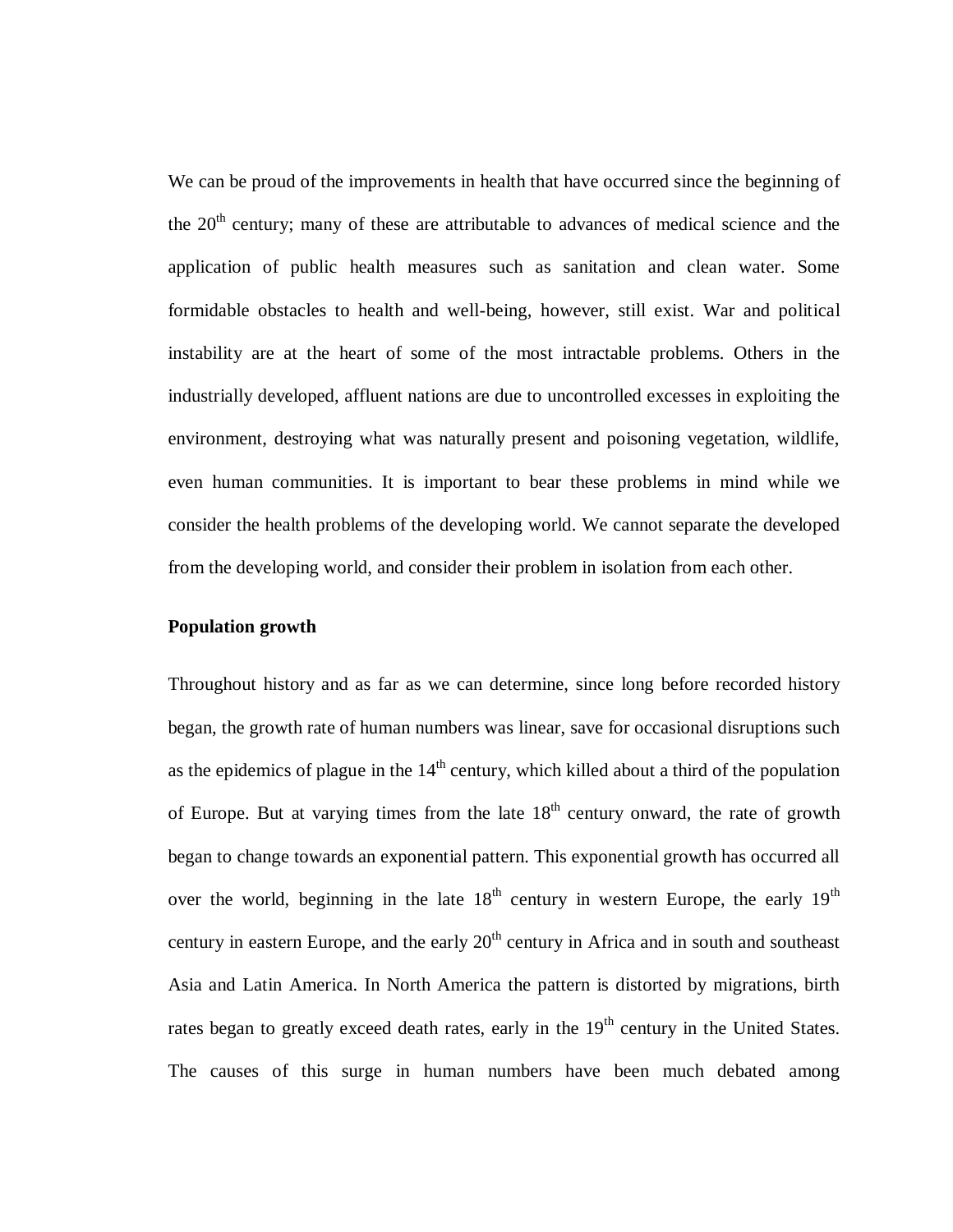We can be proud of the improvements in health that have occurred since the beginning of the 20$^{th}$ century; many of these are attributable to advances of medical science and the application of public health measures such as sanitation and clean water. Some formidable obstacles to health and well-being, however, still exist. War and political instability are at the heart of some of the most intractable problems. Others in the industrially developed, affluent nations are due to uncontrolled excesses in exploiting the environment, destroying what was naturally present and poisoning vegetation, wildlife, even human communities. It is important to bear these problems in mind while we consider the health problems of the developing world. We cannot separate the developed from the developing world, and consider their problem in isolation from each other.

**Population growth**

Throughout history and as far as we can determine, since long before recorded history began, the growth rate of human numbers was linear, save for occasional disruptions such as the epidemics of plague in the 14$^{th}$ century, which killed about a third of the population of Europe. But at varying times from the late 18$^{th}$ century onward, the rate of growth began to change towards an exponential pattern. This exponential growth has occurred all over the world, beginning in the late 18$^{th}$ century in western Europe, the early 19$^{th}$ century in eastern Europe, and the early 20$^{th}$ century in Africa and in south and southeast Asia and Latin America. In North America the pattern is distorted by migrations, birth rates began to greatly exceed death rates, early in the 19$^{th}$ century in the United States. The causes of this surge in human numbers have been much debated among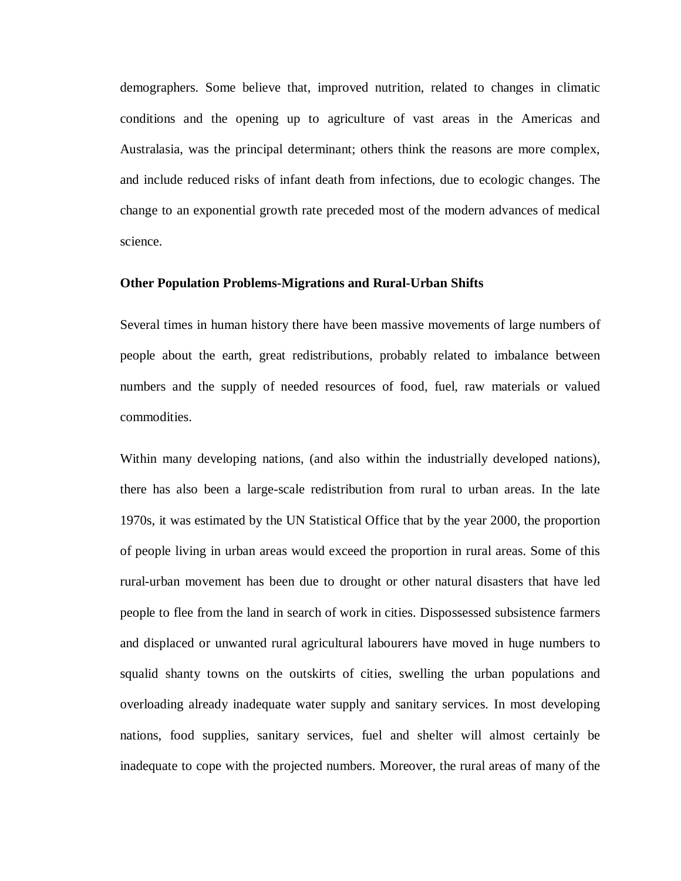demographers. Some believe that, improved nutrition, related to changes in climatic conditions and the opening up to agriculture of vast areas in the Americas and Australasia, was the principal determinant; others think the reasons are more complex, and include reduced risks of infant death from infections, due to ecologic changes. The change to an exponential growth rate preceded most of the modern advances of medical science.

**Other Population Problems-Migrations and Rural-Urban Shifts**

Several times in human history there have been massive movements of large numbers of people about the earth, great redistributions, probably related to imbalance between numbers and the supply of needed resources of food, fuel, raw materials or valued commodities.

Within many developing nations, (and also within the industrially developed nations), there has also been a large-scale redistribution from rural to urban areas. In the late 1970s, it was estimated by the UN Statistical Office that by the year 2000, the proportion of people living in urban areas would exceed the proportion in rural areas. Some of this rural-urban movement has been due to drought or other natural disasters that have led people to flee from the land in search of work in cities. Dispossessed subsistence farmers and displaced or unwanted rural agricultural labourers have moved in huge numbers to squalid shanty towns on the outskirts of cities, swelling the urban populations and overloading already inadequate water supply and sanitary services. In most developing nations, food supplies, sanitary services, fuel and shelter will almost certainly be inadequate to cope with the projected numbers. Moreover, the rural areas of many of the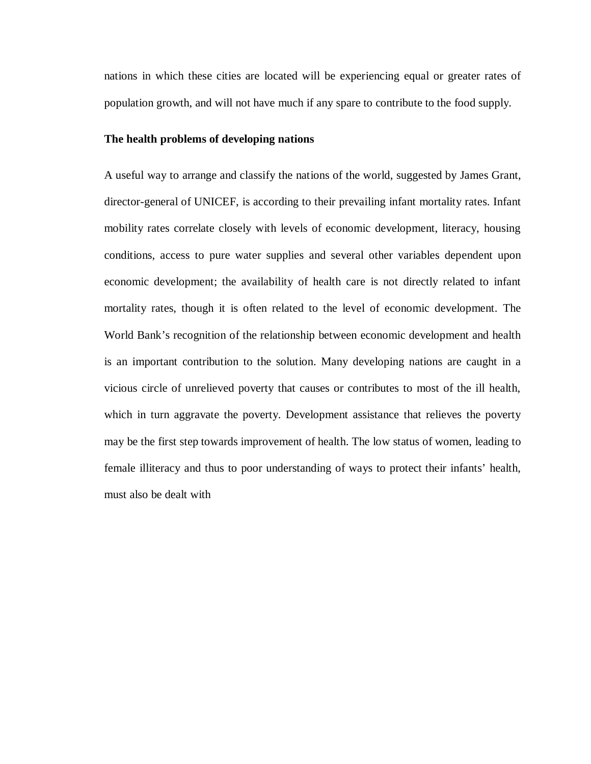nations in which these cities are located will be experiencing equal or greater rates of population growth, and will not have much if any spare to contribute to the food supply.

**The health problems of developing nations**

A useful way to arrange and classify the nations of the world, suggested by James Grant, director-general of UNICEF, is according to their prevailing infant mortality rates. Infant mobility rates correlate closely with levels of economic development, literacy, housing conditions, access to pure water supplies and several other variables dependent upon economic development; the availability of health care is not directly related to infant mortality rates, though it is often related to the level of economic development. The World Bank's recognition of the relationship between economic development and health is an important contribution to the solution. Many developing nations are caught in a vicious circle of unrelieved poverty that causes or contributes to most of the ill health, which in turn aggravate the poverty. Development assistance that relieves the poverty may be the first step towards improvement of health. The low status of women, leading to female illiteracy and thus to poor understanding of ways to protect their infants' health, must also be dealt with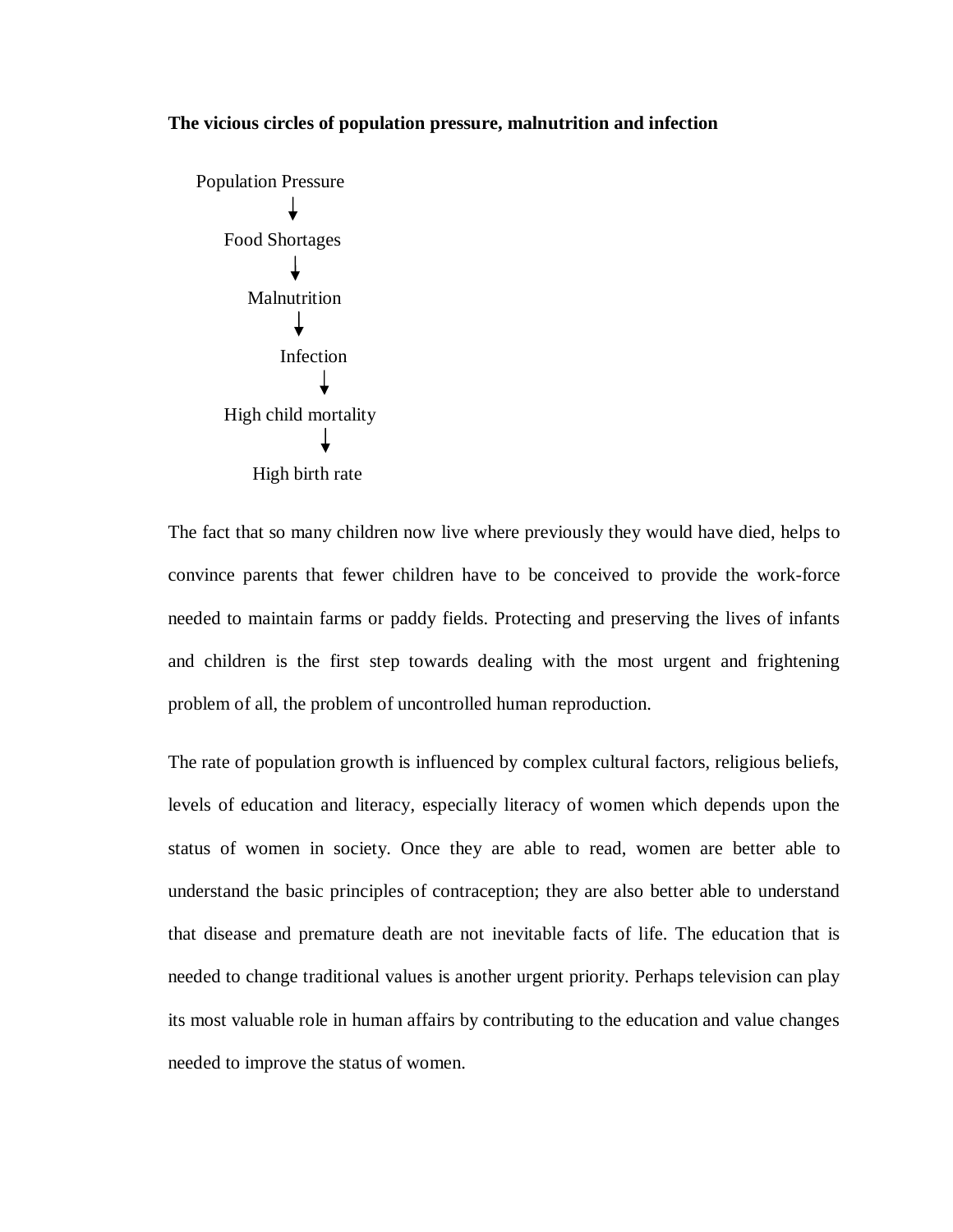**The vicious circles of population pressure, malnutrition and infection**

Population Pressure
↓
Food Shortages
↓
Malnutrition
↓
Infection
↓
High child mortality
↓
High birth rate

The fact that so many children now live where previously they would have died, helps to convince parents that fewer children have to be conceived to provide the work-force needed to maintain farms or paddy fields. Protecting and preserving the lives of infants and children is the first step towards dealing with the most urgent and frightening problem of all, the problem of uncontrolled human reproduction.

The rate of population growth is influenced by complex cultural factors, religious beliefs, levels of education and literacy, especially literacy of women which depends upon the status of women in society. Once they are able to read, women are better able to understand the basic principles of contraception; they are also better able to understand that disease and premature death are not inevitable facts of life. The education that is needed to change traditional values is another urgent priority. Perhaps television can play its most valuable role in human affairs by contributing to the education and value changes needed to improve the status of women.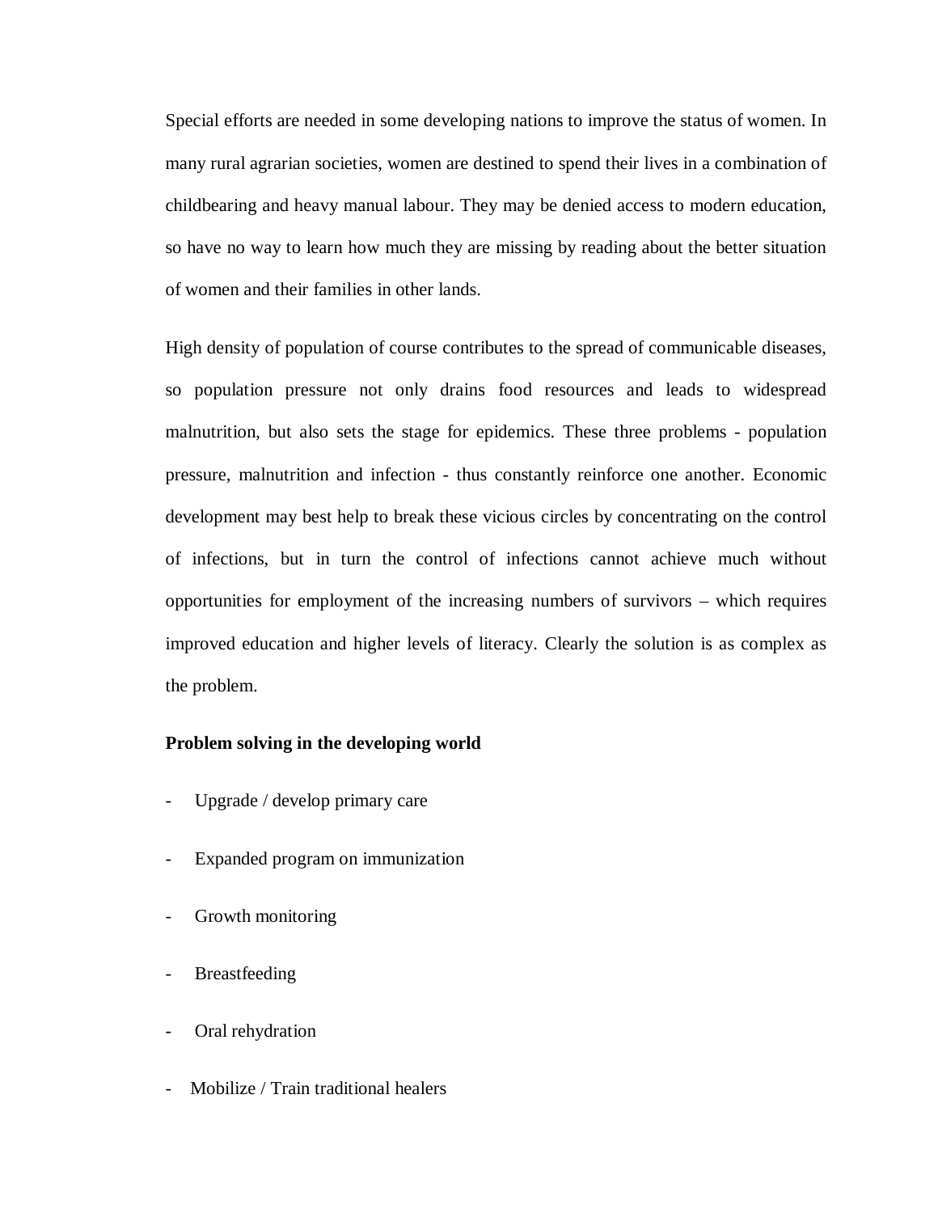Special efforts are needed in some developing nations to improve the status of women. In many rural agrarian societies, women are destined to spend their lives in a combination of childbearing and heavy manual labour. They may be denied access to modern education, so have no way to learn how much they are missing by reading about the better situation of women and their families in other lands.

High density of population of course contributes to the spread of communicable diseases, so population pressure not only drains food resources and leads to widespread malnutrition, but also sets the stage for epidemics. These three problems - population pressure, malnutrition and infection - thus constantly reinforce one another. Economic development may best help to break these vicious circles by concentrating on the control of infections, but in turn the control of infections cannot achieve much without opportunities for employment of the increasing numbers of survivors – which requires improved education and higher levels of literacy. Clearly the solution is as complex as the problem.

**Problem solving in the developing world**

- Upgrade / develop primary care
- Expanded program on immunization
- Growth monitoring
- Breastfeeding
- Oral rehydration
- Mobilize / Train traditional healers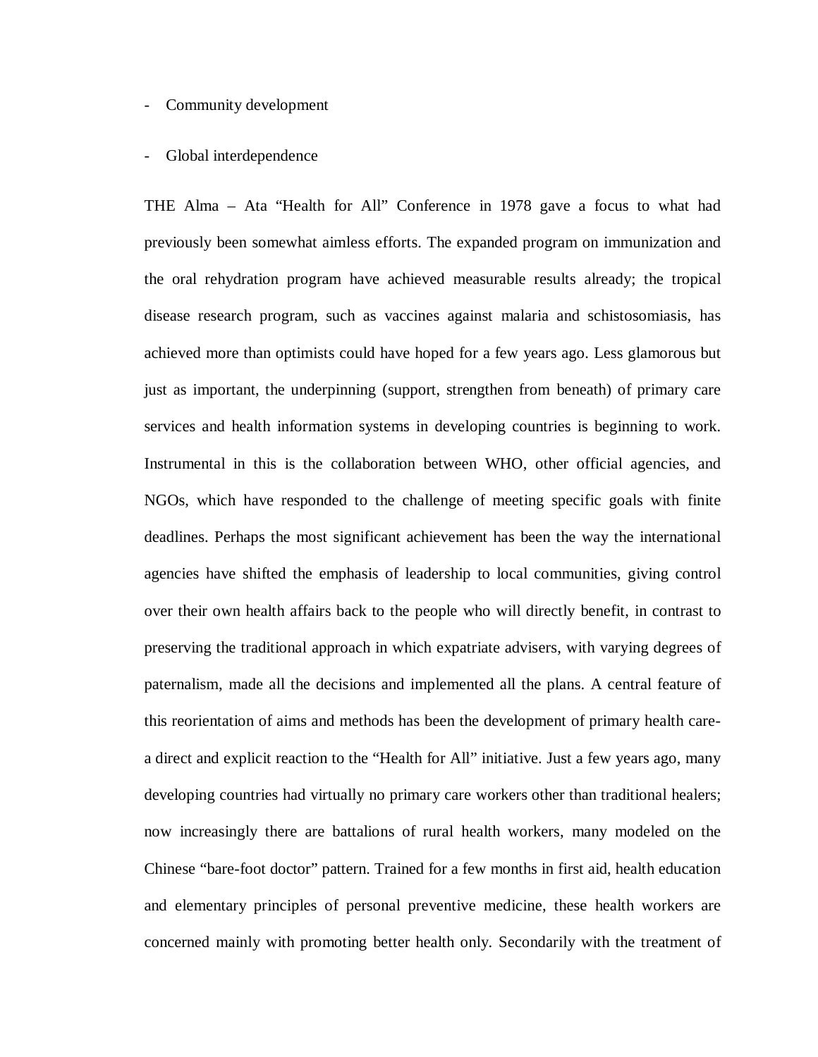- Community development
- Global interdependence

THE Alma – Ata "Health for All" Conference in 1978 gave a focus to what had previously been somewhat aimless efforts. The expanded program on immunization and the oral rehydration program have achieved measurable results already; the tropical disease research program, such as vaccines against malaria and schistosomiasis, has achieved more than optimists could have hoped for a few years ago. Less glamorous but just as important, the underpinning (support, strengthen from beneath) of primary care services and health information systems in developing countries is beginning to work. Instrumental in this is the collaboration between WHO, other official agencies, and NGOs, which have responded to the challenge of meeting specific goals with finite deadlines. Perhaps the most significant achievement has been the way the international agencies have shifted the emphasis of leadership to local communities, giving control over their own health affairs back to the people who will directly benefit, in contrast to preserving the traditional approach in which expatriate advisers, with varying degrees of paternalism, made all the decisions and implemented all the plans. A central feature of this reorientation of aims and methods has been the development of primary health care- a direct and explicit reaction to the "Health for All" initiative. Just a few years ago, many developing countries had virtually no primary care workers other than traditional healers; now increasingly there are battalions of rural health workers, many modeled on the Chinese "bare-foot doctor" pattern. Trained for a few months in first aid, health education and elementary principles of personal preventive medicine, these health workers are concerned mainly with promoting better health only. Secondarily with the treatment of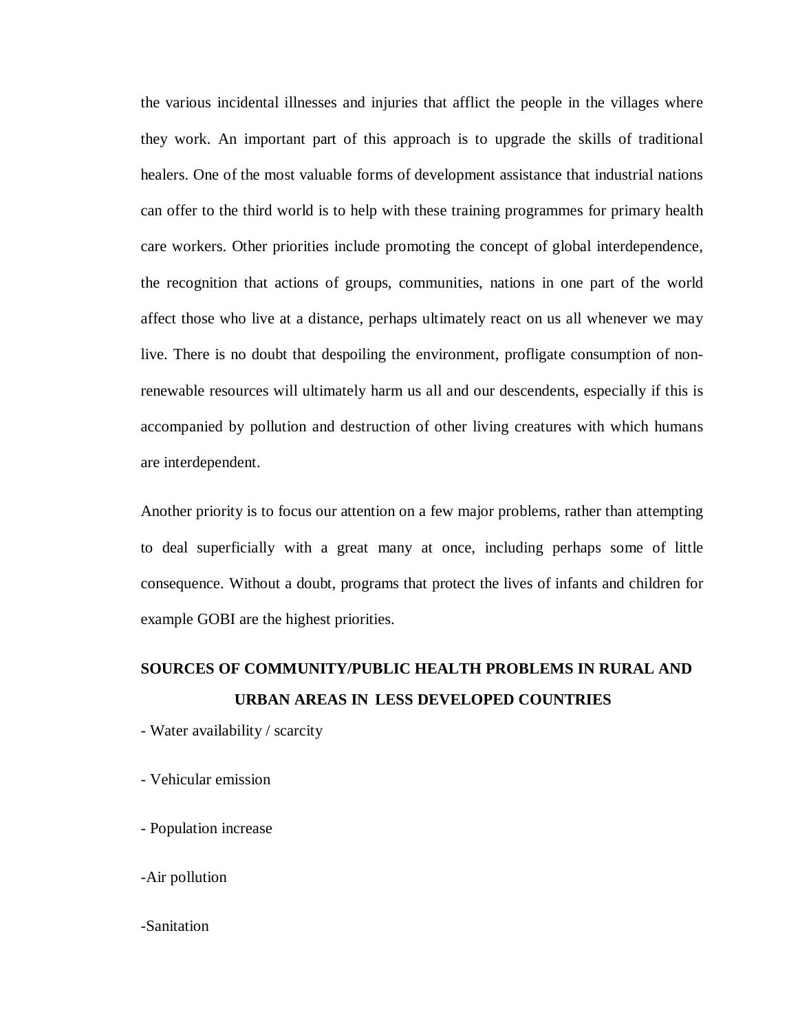the various incidental illnesses and injuries that afflict the people in the villages where they work. An important part of this approach is to upgrade the skills of traditional healers. One of the most valuable forms of development assistance that industrial nations can offer to the third world is to help with these training programmes for primary health care workers. Other priorities include promoting the concept of global interdependence, the recognition that actions of groups, communities, nations in one part of the world affect those who live at a distance, perhaps ultimately react on us all whenever we may live. There is no doubt that despoiling the environment, profligate consumption of non-renewable resources will ultimately harm us all and our descendents, especially if this is accompanied by pollution and destruction of other living creatures with which humans are interdependent.

Another priority is to focus our attention on a few major problems, rather than attempting to deal superficially with a great many at once, including perhaps some of little consequence. Without a doubt, programs that protect the lives of infants and children for example GOBI are the highest priorities.

## SOURCES OF COMMUNITY/PUBLIC HEALTH PROBLEMS IN RURAL AND URBAN AREAS IN LESS DEVELOPED COUNTRIES

- Water availability / scarcity
- Vehicular emission
- Population increase
- Air pollution
- Sanitation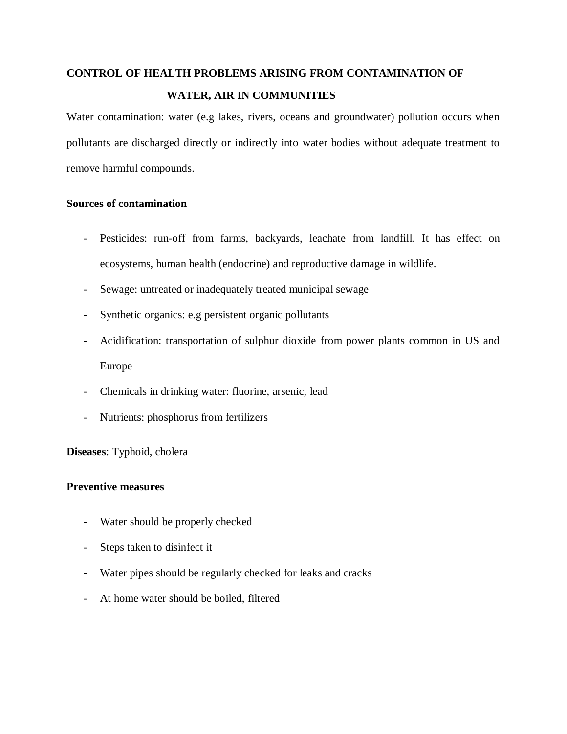## CONTROL OF HEALTH PROBLEMS ARISING FROM CONTAMINATION OF WATER, AIR IN COMMUNITIES

Water contamination: water (e.g lakes, rivers, oceans and groundwater) pollution occurs when pollutants are discharged directly or indirectly into water bodies without adequate treatment to remove harmful compounds.

**Sources of contamination**

- Pesticides: run-off from farms, backyards, leachate from landfill. It has effect on ecosystems, human health (endocrine) and reproductive damage in wildlife.
- Sewage: untreated or inadequately treated municipal sewage
- Synthetic organics: e.g persistent organic pollutants
- Acidification: transportation of sulphur dioxide from power plants common in US and Europe
- Chemicals in drinking water: fluorine, arsenic, lead
- Nutrients: phosphorus from fertilizers

**Diseases**: Typhoid, cholera

**Preventive measures**

- Water should be properly checked
- Steps taken to disinfect it
- Water pipes should be regularly checked for leaks and cracks
- At home water should be boiled, filtered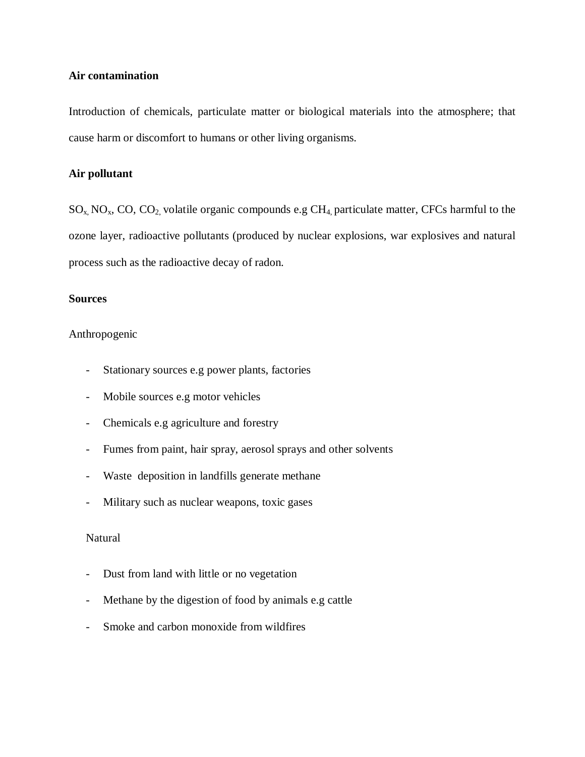**Air contamination**

Introduction of chemicals, particulate matter or biological materials into the atmosphere; that cause harm or discomfort to humans or other living organisms.

**Air pollutant**

$SO_x$, $NO_x$, CO, $CO_2$, volatile organic compounds e.g $CH_4$, particulate matter, CFCs harmful to the ozone layer, radioactive pollutants (produced by nuclear explosions, war explosives and natural process such as the radioactive decay of radon.

**Sources**

Anthropogenic

- Stationary sources e.g power plants, factories
- Mobile sources e.g motor vehicles
- Chemicals e.g agriculture and forestry
- Fumes from paint, hair spray, aerosol sprays and other solvents
- Waste deposition in landfills generate methane
- Military such as nuclear weapons, toxic gases

Natural

- Dust from land with little or no vegetation
- Methane by the digestion of food by animals e.g cattle
- Smoke and carbon monoxide from wildfires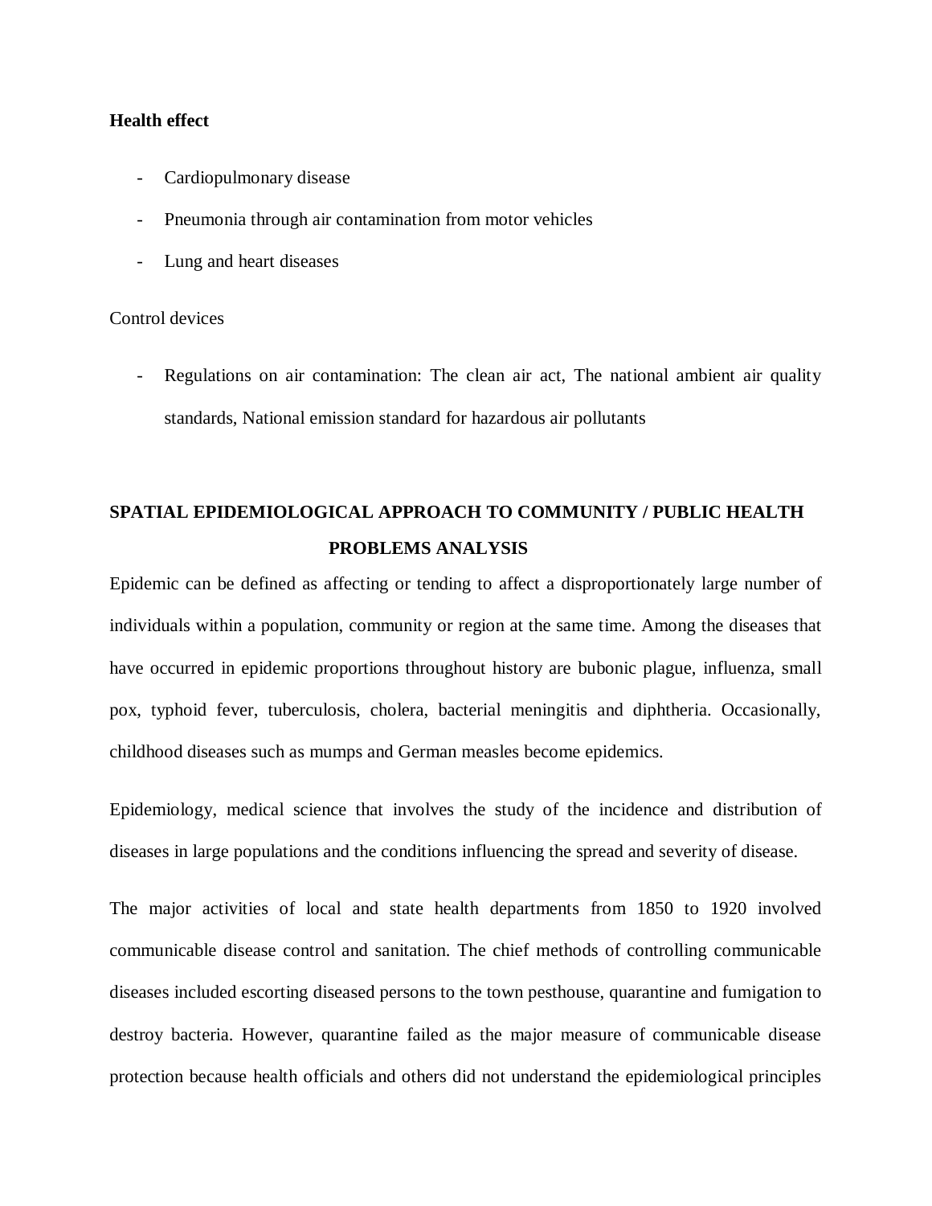**Health effect**

- Cardiopulmonary disease
- Pneumonia through air contamination from motor vehicles
- Lung and heart diseases

Control devices

- Regulations on air contamination: The clean air act, The national ambient air quality standards, National emission standard for hazardous air pollutants

## SPATIAL EPIDEMIOLOGICAL APPROACH TO COMMUNITY / PUBLIC HEALTH PROBLEMS ANALYSIS

Epidemic can be defined as affecting or tending to affect a disproportionately large number of individuals within a population, community or region at the same time. Among the diseases that have occurred in epidemic proportions throughout history are bubonic plague, influenza, small pox, typhoid fever, tuberculosis, cholera, bacterial meningitis and diphtheria. Occasionally, childhood diseases such as mumps and German measles become epidemics.

Epidemiology, medical science that involves the study of the incidence and distribution of diseases in large populations and the conditions influencing the spread and severity of disease.

The major activities of local and state health departments from 1850 to 1920 involved communicable disease control and sanitation. The chief methods of controlling communicable diseases included escorting diseased persons to the town pesthouse, quarantine and fumigation to destroy bacteria. However, quarantine failed as the major measure of communicable disease protection because health officials and others did not understand the epidemiological principles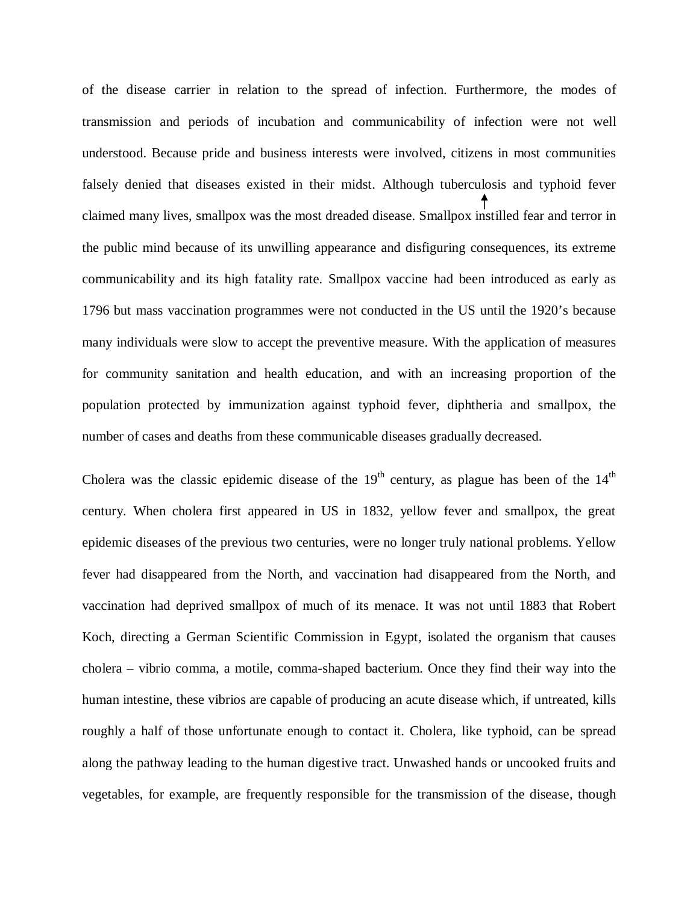of the disease carrier in relation to the spread of infection. Furthermore, the modes of transmission and periods of incubation and communicability of infection were not well understood. Because pride and business interests were involved, citizens in most communities falsely denied that diseases existed in their midst. Although tuberculosis and typhoid fever claimed many lives, smallpox was the most dreaded disease. Smallpox instilled fear and terror in the public mind because of its unwilling appearance and disfiguring consequences, its extreme communicability and its high fatality rate. Smallpox vaccine had been introduced as early as 1796 but mass vaccination programmes were not conducted in the US until the 1920's because many individuals were slow to accept the preventive measure. With the application of measures for community sanitation and health education, and with an increasing proportion of the population protected by immunization against typhoid fever, diphtheria and smallpox, the number of cases and deaths from these communicable diseases gradually decreased.

Cholera was the classic epidemic disease of the 19th century, as plague has been of the 14th century. When cholera first appeared in US in 1832, yellow fever and smallpox, the great epidemic diseases of the previous two centuries, were no longer truly national problems. Yellow fever had disappeared from the North, and vaccination had disappeared from the North, and vaccination had deprived smallpox of much of its menace. It was not until 1883 that Robert Koch, directing a German Scientific Commission in Egypt, isolated the organism that causes cholera – vibrio comma, a motile, comma-shaped bacterium. Once they find their way into the human intestine, these vibrios are capable of producing an acute disease which, if untreated, kills roughly a half of those unfortunate enough to contact it. Cholera, like typhoid, can be spread along the pathway leading to the human digestive tract. Unwashed hands or uncooked fruits and vegetables, for example, are frequently responsible for the transmission of the disease, though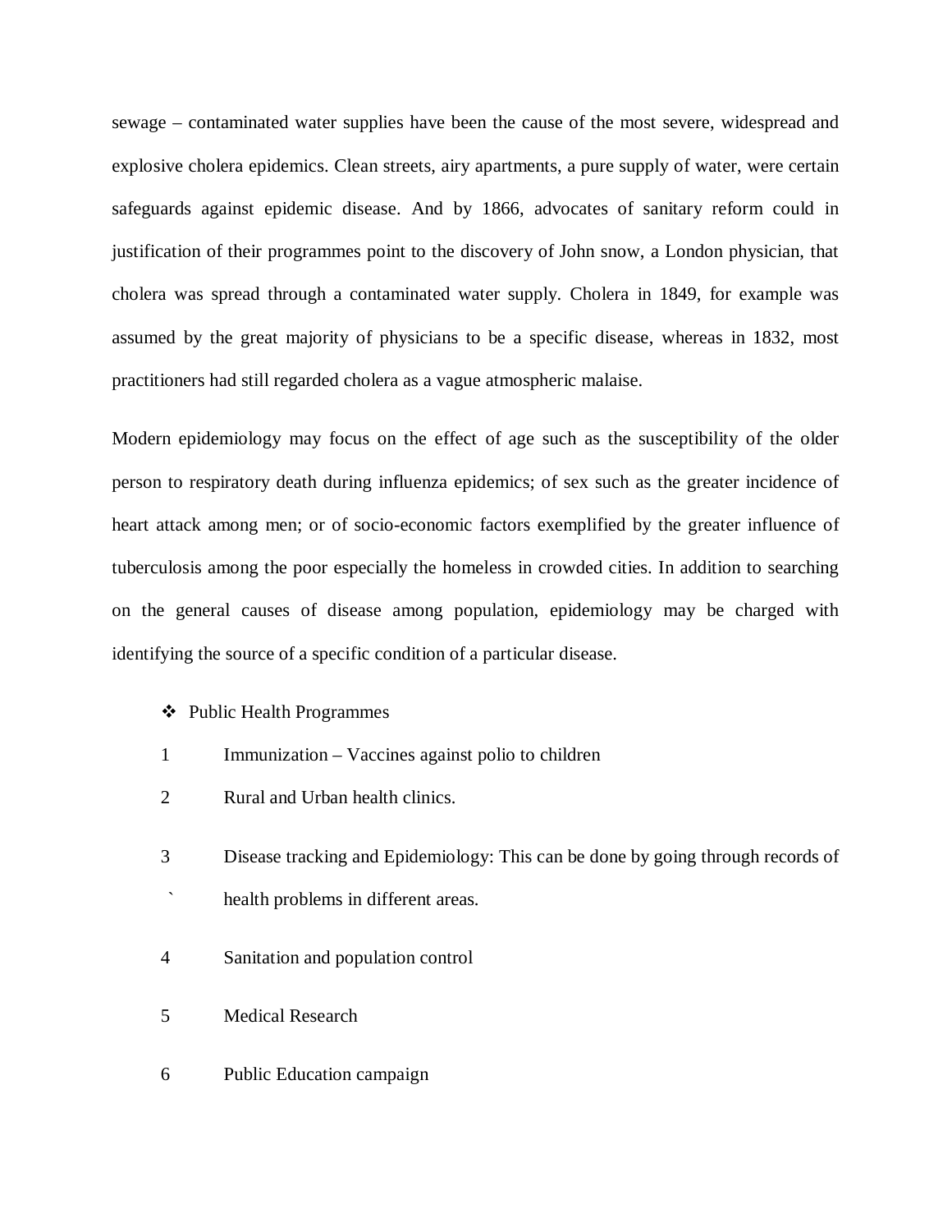sewage – contaminated water supplies have been the cause of the most severe, widespread and explosive cholera epidemics. Clean streets, airy apartments, a pure supply of water, were certain safeguards against epidemic disease. And by 1866, advocates of sanitary reform could in justification of their programmes point to the discovery of John snow, a London physician, that cholera was spread through a contaminated water supply. Cholera in 1849, for example was assumed by the great majority of physicians to be a specific disease, whereas in 1832, most practitioners had still regarded cholera as a vague atmospheric malaise.

Modern epidemiology may focus on the effect of age such as the susceptibility of the older person to respiratory death during influenza epidemics; of sex such as the greater incidence of heart attack among men; or of socio-economic factors exemplified by the greater influence of tuberculosis among the poor especially the homeless in crowded cities. In addition to searching on the general causes of disease among population, epidemiology may be charged with identifying the source of a specific condition of a particular disease.

- Public Health Programmes

1. Immunization – Vaccines against polio to children
2. Rural and Urban health clinics.
3. Disease tracking and Epidemiology: This can be done by going through records of health problems in different areas.
4. Sanitation and population control
5. Medical Research
6. Public Education campaign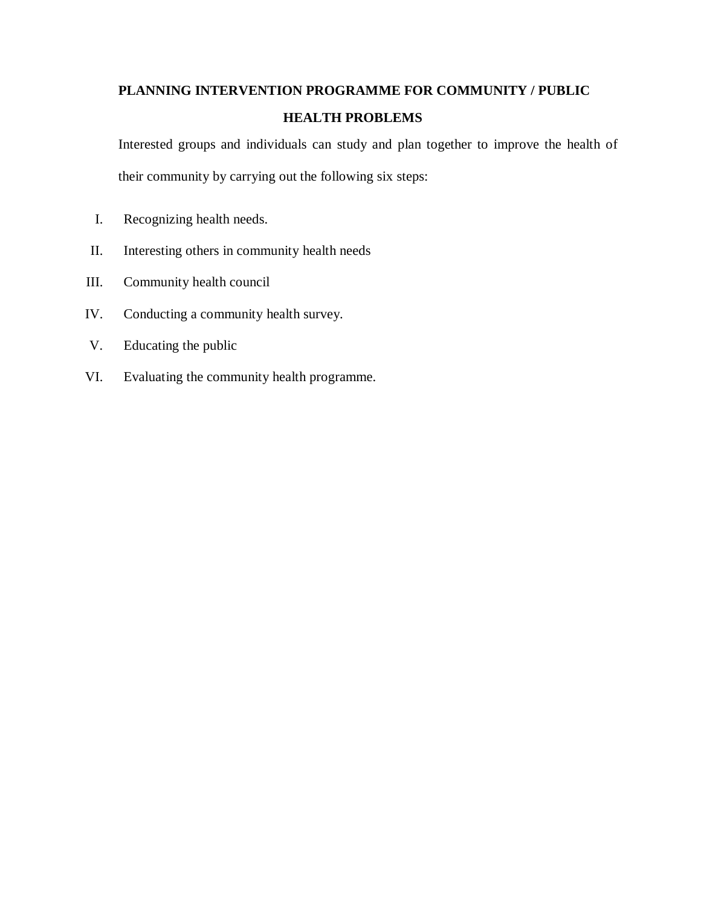## PLANNING INTERVENTION PROGRAMME FOR COMMUNITY / PUBLIC HEALTH PROBLEMS

Interested groups and individuals can study and plan together to improve the health of their community by carrying out the following six steps:

I. Recognizing health needs.

II. Interesting others in community health needs

III. Community health council

IV. Conducting a community health survey.

V. Educating the public

VI. Evaluating the community health programme.